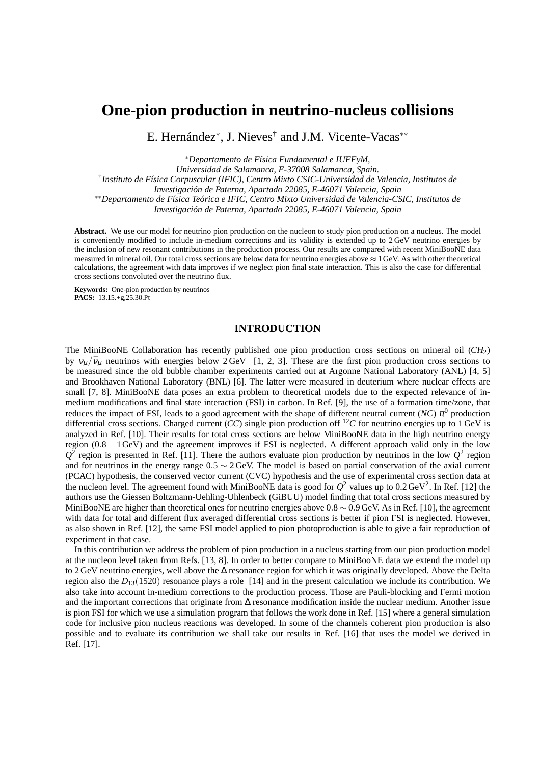# One-pion production in neutrino-nucleus collisions

E. Hernández[*], J. Nieves[†] and J.M. Vicente-Vacas[**]

[*] *Departamento de Física Fundamental e IUFFyM, Universidad de Salamanca, E-37008 Salamanca, Spain.*
[†] *Instituto de Física Corpuscular (IFIC), Centro Mixto CSIC-Universidad de Valencia, Institutos de Investigación de Paterna, Apartado 22085, E-46071 Valencia, Spain*
[**] *Departamento de Física Teórica e IFIC, Centro Mixto Universidad de Valencia-CSIC, Institutos de Investigación de Paterna, Apartado 22085, E-46071 Valencia, Spain*

**Abstract.** We use our model for neutrino pion production on the nucleon to study pion production on a nucleus. The model is conveniently modified to include in-medium corrections and its validity is extended up to 2 GeV neutrino energies by the inclusion of new resonant contributions in the production process. Our results are compared with recent MiniBooNE data measured in mineral oil. Our total cross sections are below data for neutrino energies above $\approx 1$ GeV. As with other theoretical calculations, the agreement with data improves if we neglect pion final state interaction. This is also the case for differential cross sections convoluted over the neutrino flux.

**Keywords:** One-pion production by neutrinos
**PACS:** 13.15.+g,25.30.Pt

## INTRODUCTION

The MiniBooNE Collaboration has recently published one pion production cross sections on mineral oil ($CH_2$) by $\nu_\mu/\bar{\nu}_\mu$ neutrinos with energies below 2 GeV [1, 2, 3]. These are the first pion production cross sections to be measured since the old bubble chamber experiments carried out at Argonne National Laboratory (ANL) [4, 5] and Brookhaven National Laboratory (BNL) [6]. The latter were measured in deuterium where nuclear effects are small [7, 8]. MiniBooNE data poses an extra problem to theoretical models due to the expected relevance of in-medium modifications and final state interaction (FSI) in carbon. In Ref. [9], the use of a formation time/zone, that reduces the impact of FSI, leads to a good agreement with the shape of different neutral current ($NC$) $\pi^0$ production differential cross sections. Charged current ($CC$) single pion production off $^{12}C$ for neutrino energies up to 1 GeV is analyzed in Ref. [10]. Their results for total cross sections are below MiniBooNE data in the high neutrino energy region ($0.8-1$ GeV) and the agreement improves if FSI is neglected. A different approach valid only in the low $Q^2$ region is presented in Ref. [11]. There the authors evaluate pion production by neutrinos in the low $Q^2$ region and for neutrinos in the energy range $0.5 \sim 2$ GeV. The model is based on partial conservation of the axial current (PCAC) hypothesis, the conserved vector current (CVC) hypothesis and the use of experimental cross section data at the nucleon level. The agreement found with MiniBooNE data is good for $Q^2$ values up to $0.2\,\mathrm{GeV}^2$. In Ref. [12] the authors use the Giessen Boltzmann-Uehling-Uhlenbeck (GiBUU) model finding that total cross sections measured by MiniBooNE are higher than theoretical ones for neutrino energies above $0.8 \sim 0.9$ GeV. As in Ref. [10], the agreement with data for total and different flux averaged differential cross sections is better if pion FSI is neglected. However, as also shown in Ref. [12], the same FSI model applied to pion photoproduction is able to give a fair reproduction of experiment in that case.

In this contribution we address the problem of pion production in a nucleus starting from our pion production model at the nucleon level taken from Refs. [13, 8]. In order to better compare to MiniBooNE data we extend the model up to 2 GeV neutrino energies, well above the $\Delta$ resonance region for which it was originally developed. Above the Delta region also the $D_{13}(1520)$ resonance plays a role [14] and in the present calculation we include its contribution. We also take into account in-medium corrections to the production process. Those are Pauli-blocking and Fermi motion and the important corrections that originate from $\Delta$ resonance modification inside the nuclear medium. Another issue is pion FSI for which we use a simulation program that follows the work done in Ref. [15] where a general simulation code for inclusive pion nucleus reactions was developed. In some of the channels coherent pion production is also possible and to evaluate its contribution we shall take our results in Ref. [16] that uses the model we derived in Ref. [17].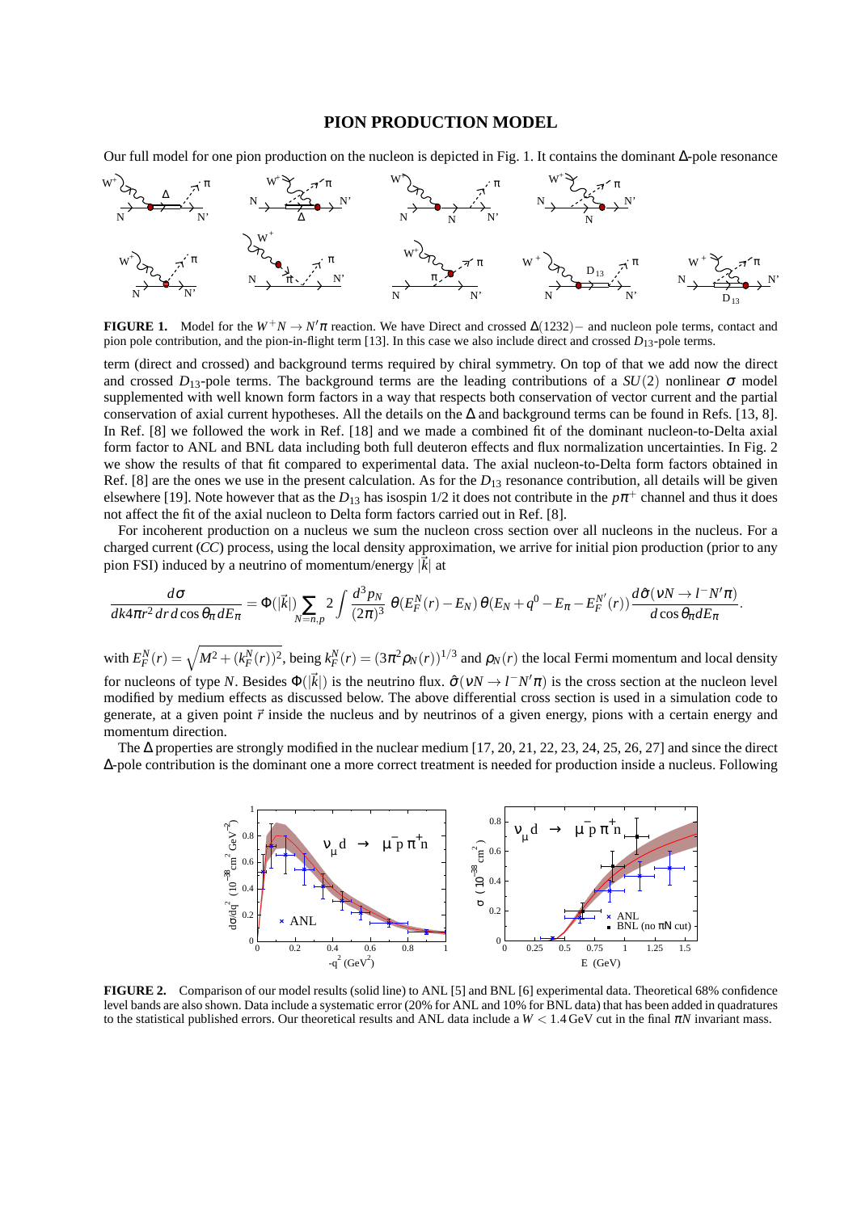## PION PRODUCTION MODEL

Our full model for one pion production on the nucleon is depicted in Fig. 1. It contains the dominant $\Delta$-pole resonance

**FIGURE 1.** Model for the $W^+N \to N'\pi$ reaction. We have Direct and crossed $\Delta(1232)-$ and nucleon pole terms, contact and pion pole contribution, and the pion-in-flight term [13]. In this case we also include direct and crossed $D_{13}$-pole terms.

term (direct and crossed) and background terms required by chiral symmetry. On top of that we add now the direct and crossed $D_{13}$-pole terms. The background terms are the leading contributions of a $SU(2)$ nonlinear $\sigma$ model supplemented with well known form factors in a way that respects both conservation of vector current and the partial conservation of axial current hypotheses. All the details on the $\Delta$ and background terms can be found in Refs. [13, 8]. In Ref. [8] we followed the work in Ref. [18] and we made a combined fit of the dominant nucleon-to-Delta axial form factor to ANL and BNL data including both full deuteron effects and flux normalization uncertainties. In Fig. 2 we show the results of that fit compared to experimental data. The axial nucleon-to-Delta form factors obtained in Ref. [8] are the ones we use in the present calculation. As for the $D_{13}$ resonance contribution, all details will be given elsewhere [19]. Note however that as the $D_{13}$ has isospin 1/2 it does not contribute in the $p\pi^+$ channel and thus it does not affect the fit of the axial nucleon to Delta form factors carried out in Ref. [8].

For incoherent production on a nucleus we sum the nucleon cross section over all nucleons in the nucleus. For a charged current (*CC*) process, using the local density approximation, we arrive for initial pion production (prior to any pion FSI) induced by a neutrino of momentum/energy $|\vec{k}|$ at

$$\frac{d\sigma}{dk4\pi r^2\,dr\,d\cos\theta_\pi dE_\pi} = \Phi(|\vec{k}|)\sum_{N=n,p} 2\int \frac{d^3p_N}{(2\pi)^3}\,\theta(E_F^N(r)-E_N)\,\theta(E_N+q^0-E_\pi-E_F^{N'}(r))\frac{d\hat{\sigma}(\nu N\to l^-N'\pi)}{d\cos\theta_\pi dE_\pi}.$$

with $E_F^N(r)=\sqrt{M^2+(k_F^N(r))^2}$, being $k_F^N(r)=(3\pi^2\rho_N(r))^{1/3}$ and $\rho_N(r)$ the local Fermi momentum and local density for nucleons of type $N$. Besides $\Phi(|\vec{k}|)$ is the neutrino flux. $\hat{\sigma}(\nu N\to l^-N'\pi)$ is the cross section at the nucleon level modified by medium effects as discussed below. The above differential cross section is used in a simulation code to generate, at a given point $\vec{r}$ inside the nucleus and by neutrinos of a given energy, pions with a certain energy and momentum direction.

The $\Delta$ properties are strongly modified in the nuclear medium [17, 20, 21, 22, 23, 24, 25, 26, 27] and since the direct $\Delta$-pole contribution is the dominant one a more correct treatment is needed for production inside a nucleus. Following

**FIGURE 2.** Comparison of our model results (solid line) to ANL [5] and BNL [6] experimental data. Theoretical 68% confidence level bands are also shown. Data include a systematic error (20% for ANL and 10% for BNL data) that has been added in quadratures to the statistical published errors. Our theoretical results and ANL data include a $W < 1.4$ GeV cut in the final $\pi N$ invariant mass.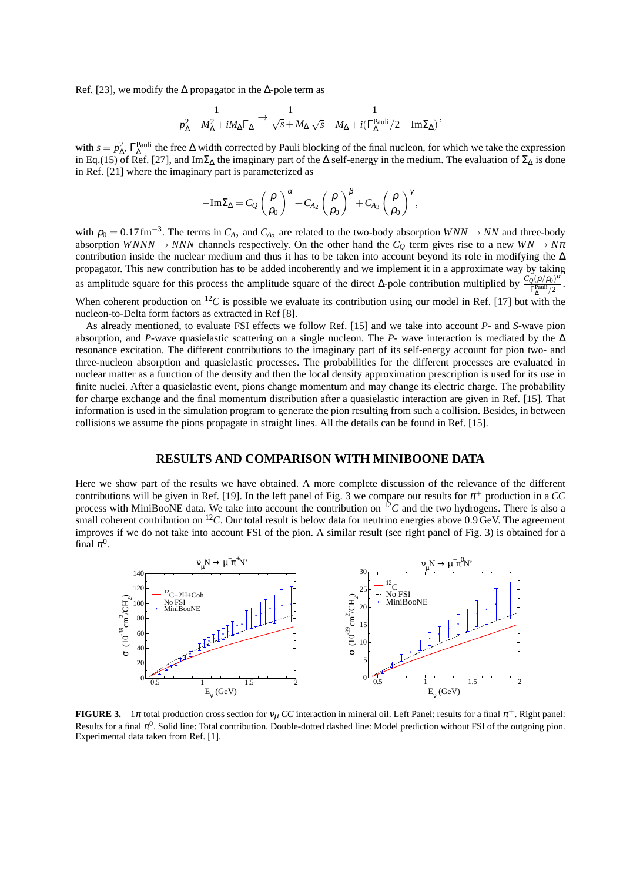Ref. [23], we modify the $\Delta$ propagator in the $\Delta$-pole term as

$$\frac{1}{p_\Delta^2 - M_\Delta^2 + iM_\Delta\Gamma_\Delta} \rightarrow \frac{1}{\sqrt{s}+M_\Delta}\frac{1}{\sqrt{s}-M_\Delta + i(\Gamma_\Delta^{\text{Pauli}}/2 - \text{Im}\Sigma_\Delta)},$$

with $s = p_\Delta^2$, $\Gamma_\Delta^{\text{Pauli}}$ the free $\Delta$ width corrected by Pauli blocking of the final nucleon, for which we take the expression in Eq.(15) of Ref. [27], and $\text{Im}\Sigma_\Delta$ the imaginary part of the $\Delta$ self-energy in the medium. The evaluation of $\Sigma_\Delta$ is done in Ref. [21] where the imaginary part is parameterized as

$$-\text{Im}\Sigma_\Delta = C_Q\left(\frac{\rho}{\rho_0}\right)^\alpha + C_{A_2}\left(\frac{\rho}{\rho_0}\right)^\beta + C_{A_3}\left(\frac{\rho}{\rho_0}\right)^\gamma,$$

with $\rho_0 = 0.17\,\text{fm}^{-3}$. The terms in $C_{A_2}$ and $C_{A_3}$ are related to the two-body absorption $WNN \rightarrow NN$ and three-body absorption $WNNN \rightarrow NNN$ channels respectively. On the other hand the $C_Q$ term gives rise to a new $WN \rightarrow N\pi$ contribution inside the nuclear medium and thus it has to be taken into account beyond its role in modifying the $\Delta$ propagator. This new contribution has to be added incoherently and we implement it in a approximate way by taking as amplitude square for this process the amplitude square of the direct $\Delta$-pole contribution multiplied by $\frac{C_Q(\rho/\rho_0)^\alpha}{\Gamma_\Delta^{\text{Pauli}}/2}$.

When coherent production on $^{12}C$ is possible we evaluate its contribution using our model in Ref. [17] but with the nucleon-to-Delta form factors as extracted in Ref [8].

As already mentioned, to evaluate FSI effects we follow Ref. [15] and we take into account *P*- and *S*-wave pion absorption, and *P*-wave quasielastic scattering on a single nucleon. The *P*- wave interaction is mediated by the $\Delta$ resonance excitation. The different contributions to the imaginary part of its self-energy account for pion two- and three-nucleon absorption and quasielastic processes. The probabilities for the different processes are evaluated in nuclear matter as a function of the density and then the local density approximation prescription is used for its use in finite nuclei. After a quasielastic event, pions change momentum and may change its electric charge. The probability for charge exchange and the final momentum distribution after a quasielastic interaction are given in Ref. [15]. That information is used in the simulation program to generate the pion resulting from such a collision. Besides, in between collisions we assume the pions propagate in straight lines. All the details can be found in Ref. [15].

## RESULTS AND COMPARISON WITH MINIBOONE DATA

Here we show part of the results we have obtained. A more complete discussion of the relevance of the different contributions will be given in Ref. [19]. In the left panel of Fig. 3 we compare our results for $\pi^+$ production in a *CC* process with MiniBooNE data. We take into account the contribution on $^{12}C$ and the two hydrogens. There is also a small coherent contribution on $^{12}C$. Our total result is below data for neutrino energies above 0.9 GeV. The agreement improves if we do not take into account FSI of the pion. A similar result (see right panel of Fig. 3) is obtained for a final $\pi^0$.

**FIGURE 3.** $1\pi$ total production cross section for $\nu_\mu$ *CC* interaction in mineral oil. Left Panel: results for a final $\pi^+$. Right panel: Results for a final $\pi^0$. Solid line: Total contribution. Double-dotted dashed line: Model prediction without FSI of the outgoing pion. Experimental data taken from Ref. [1].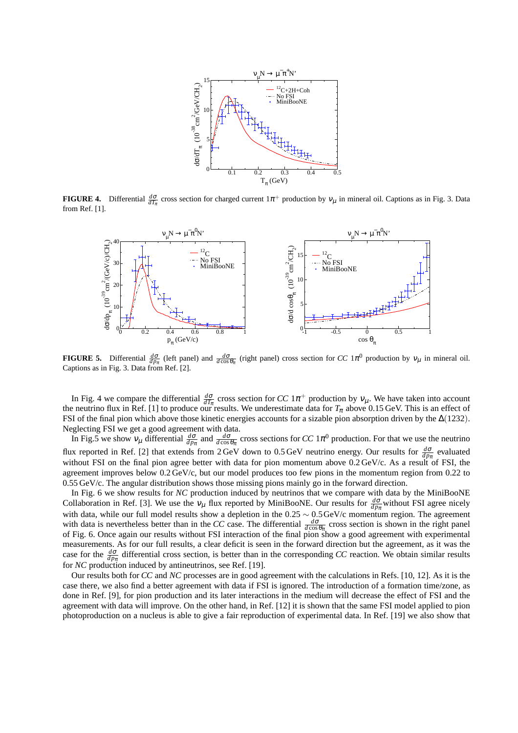**FIGURE 4.** Differential $\frac{d\sigma}{dT_\pi}$ cross section for charged current $1\pi^+$ production by $\nu_\mu$ in mineral oil. Captions as in Fig. 3. Data from Ref. [1].

**FIGURE 5.** Differential $\frac{d\sigma}{dp_\pi}$ (left panel) and $\frac{d\sigma}{d\cos\theta_\pi}$ (right panel) cross section for *CC* $1\pi^0$ production by $\nu_\mu$ in mineral oil. Captions as in Fig. 3. Data from Ref. [2].

In Fig. 4 we compare the differential $\frac{d\sigma}{dT_\pi}$ cross section for *CC* $1\pi^+$ production by $\nu_\mu$. We have taken into account the neutrino flux in Ref. [1] to produce our results. We underestimate data for $T_\pi$ above 0.15 GeV. This is an effect of FSI of the final pion which above those kinetic energies accounts for a sizable pion absorption driven by the $\Delta(1232)$. Neglecting FSI we get a good agreement with data.

In Fig.5 we show $\nu_\mu$ differential $\frac{d\sigma}{dp_\pi}$ and $\frac{d\sigma}{d\cos\theta_\pi}$ cross sections for *CC* $1\pi^0$ production. For that we use the neutrino flux reported in Ref. [2] that extends from 2 GeV down to 0.5 GeV neutrino energy. Our results for $\frac{d\sigma}{dp_\pi}$ evaluated without FSI on the final pion agree better with data for pion momentum above 0.2 GeV/c. As a result of FSI, the agreement improves below 0.2 GeV/c, but our model produces too few pions in the momentum region from 0.22 to 0.55 GeV/c. The angular distribution shows those missing pions mainly go in the forward direction.

In Fig. 6 we show results for *NC* production induced by neutrinos that we compare with data by the MiniBooNE Collaboration in Ref. [3]. We use the $\nu_\mu$ flux reported by MiniBooNE. Our results for $\frac{d\sigma}{dp_\pi}$ without FSI agree nicely with data, while our full model results show a depletion in the $0.25 \sim 0.5$ GeV/c momentum region. The agreement with data is nevertheless better than in the *CC* case. The differential $\frac{d\sigma}{d\cos\theta_\pi}$ cross section is shown in the right panel of Fig. 6. Once again our results without FSI interaction of the final pion show a good agreement with experimental measurements. As for our full results, a clear deficit is seen in the forward direction but the agreement, as it was the case for the $\frac{d\sigma}{dp_\pi}$ differential cross section, is better than in the corresponding *CC* reaction. We obtain similar results for *NC* production induced by antineutrinos, see Ref. [19].

Our results both for *CC* and *NC* processes are in good agreement with the calculations in Refs. [10, 12]. As it is the case there, we also find a better agreement with data if FSI is ignored. The introduction of a formation time/zone, as done in Ref. [9], for pion production and its later interactions in the medium will decrease the effect of FSI and the agreement with data will improve. On the other hand, in Ref. [12] it is shown that the same FSI model applied to pion photoproduction on a nucleus is able to give a fair reproduction of experimental data. In Ref. [19] we also show that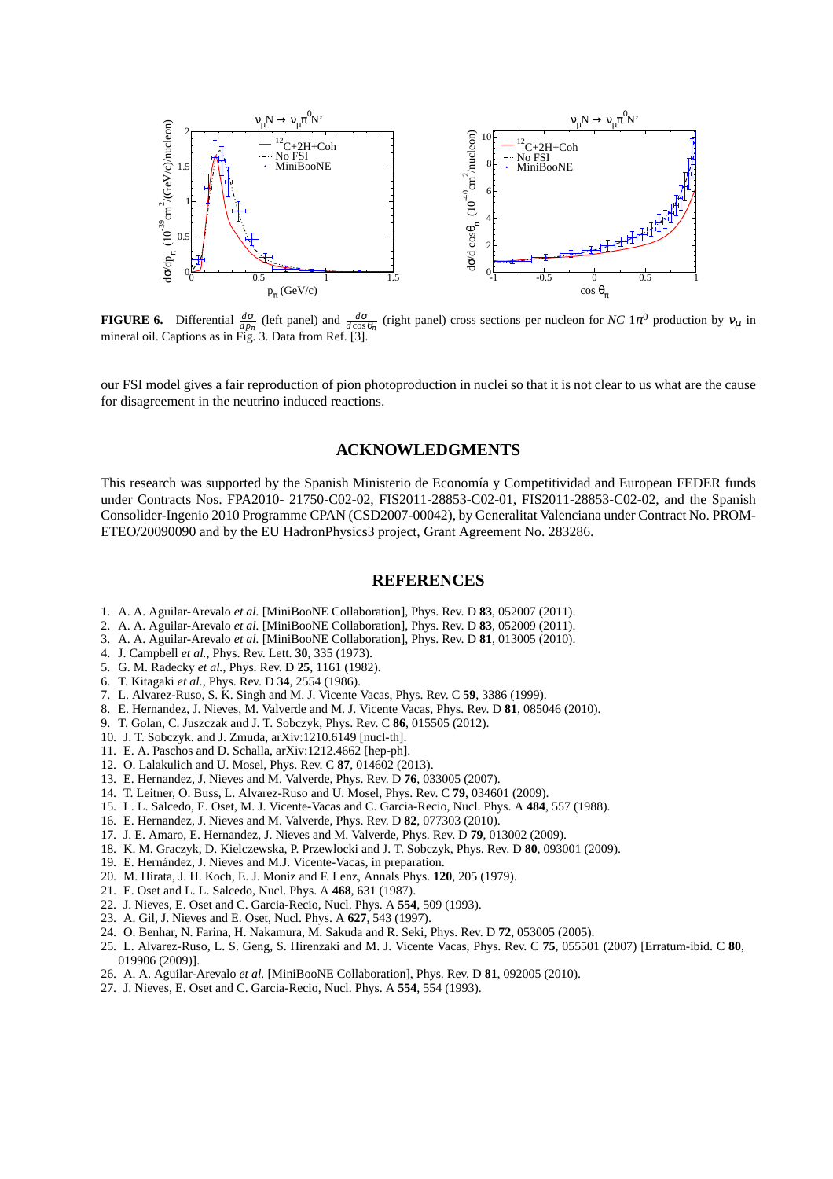$\nu_\mu N \rightarrow \nu_\mu \pi^0 N'$

$d\sigma/dp_\pi$ ($10^{-39}$ cm$^2$/(GeV/c)/nucleon)

$p_\pi$ (GeV/c)

0
0.5
1
1.5
2

0
0.5
1
1.5

$^{12}$C+2H+Coh
No FSI
MiniBooNE

$\nu_\mu N \rightarrow \nu_\mu \pi^0 N'$

$d\sigma/d\cos\theta_\pi$ ($10^{-40}$ cm$^2$/nucleon)

$\cos\theta_\pi$

0
2
4
6
8
10

-1
-0.5
0
0.5
1

$^{12}$C+2H+Coh
No FSI
MiniBooNE

**FIGURE 6.** Differential $\frac{d\sigma}{dp_\pi}$ (left panel) and $\frac{d\sigma}{d\cos\theta_\pi}$ (right panel) cross sections per nucleon for *NC* $1\pi^0$ production by $\nu_\mu$ in mineral oil. Captions as in Fig. 3. Data from Ref. [3].

our FSI model gives a fair reproduction of pion photoproduction in nuclei so that it is not clear to us what are the cause for disagreement in the neutrino induced reactions.

## ACKNOWLEDGMENTS

This research was supported by the Spanish Ministerio de Economía y Competitividad and European FEDER funds under Contracts Nos. FPA2010- 21750-C02-02, FIS2011-28853-C02-01, FIS2011-28853-C02-02, and the Spanish Consolider-Ingenio 2010 Programme CPAN (CSD2007-00042), by Generalitat Valenciana under Contract No. PROMETEO/20090090 and by the EU HadronPhysics3 project, Grant Agreement No. 283286.

## REFERENCES

1. A. A. Aguilar-Arevalo *et al.* [MiniBooNE Collaboration], Phys. Rev. D **83**, 052007 (2011).
2. A. A. Aguilar-Arevalo *et al.* [MiniBooNE Collaboration], Phys. Rev. D **83**, 052009 (2011).
3. A. A. Aguilar-Arevalo *et al.* [MiniBooNE Collaboration], Phys. Rev. D **81**, 013005 (2010).
4. J. Campbell *et al.*, Phys. Rev. Lett. **30**, 335 (1973).
5. G. M. Radecky *et al.*, Phys. Rev. D **25**, 1161 (1982).
6. T. Kitagaki *et al.*, Phys. Rev. D **34**, 2554 (1986).
7. L. Alvarez-Ruso, S. K. Singh and M. J. Vicente Vacas, Phys. Rev. C **59**, 3386 (1999).
8. E. Hernandez, J. Nieves, M. Valverde and M. J. Vicente Vacas, Phys. Rev. D **81**, 085046 (2010).
9. T. Golan, C. Juszczak and J. T. Sobczyk, Phys. Rev. C **86**, 015505 (2012).
10. J. T. Sobczyk. and J. Zmuda, arXiv:1210.6149 [nucl-th].
11. E. A. Paschos and D. Schalla, arXiv:1212.4662 [hep-ph].
12. O. Lalakulich and U. Mosel, Phys. Rev. C **87**, 014602 (2013).
13. E. Hernandez, J. Nieves and M. Valverde, Phys. Rev. D **76**, 033005 (2007).
14. T. Leitner, O. Buss, L. Alvarez-Ruso and U. Mosel, Phys. Rev. C **79**, 034601 (2009).
15. L. L. Salcedo, E. Oset, M. J. Vicente-Vacas and C. Garcia-Recio, Nucl. Phys. A **484**, 557 (1988).
16. E. Hernandez, J. Nieves and M. Valverde, Phys. Rev. D **82**, 077303 (2010).
17. J. E. Amaro, E. Hernandez, J. Nieves and M. Valverde, Phys. Rev. D **79**, 013002 (2009).
18. K. M. Graczyk, D. Kielczewska, P. Przewlocki and J. T. Sobczyk, Phys. Rev. D **80**, 093001 (2009).
19. E. Hernández, J. Nieves and M.J. Vicente-Vacas, in preparation.
20. M. Hirata, J. H. Koch, E. J. Moniz and F. Lenz, Annals Phys. **120**, 205 (1979).
21. E. Oset and L. L. Salcedo, Nucl. Phys. A **468**, 631 (1987).
22. J. Nieves, E. Oset and C. Garcia-Recio, Nucl. Phys. A **554**, 509 (1993).
23. A. Gil, J. Nieves and E. Oset, Nucl. Phys. A **627**, 543 (1997).
24. O. Benhar, N. Farina, H. Nakamura, M. Sakuda and R. Seki, Phys. Rev. D **72**, 053005 (2005).
25. L. Alvarez-Ruso, L. S. Geng, S. Hirenzaki and M. J. Vicente Vacas, Phys. Rev. C **75**, 055501 (2007) [Erratum-ibid. C **80**, 019906 (2009)].
26. A. A. Aguilar-Arevalo *et al.* [MiniBooNE Collaboration], Phys. Rev. D **81**, 092005 (2010).
27. J. Nieves, E. Oset and C. Garcia-Recio, Nucl. Phys. A **554**, 554 (1993).